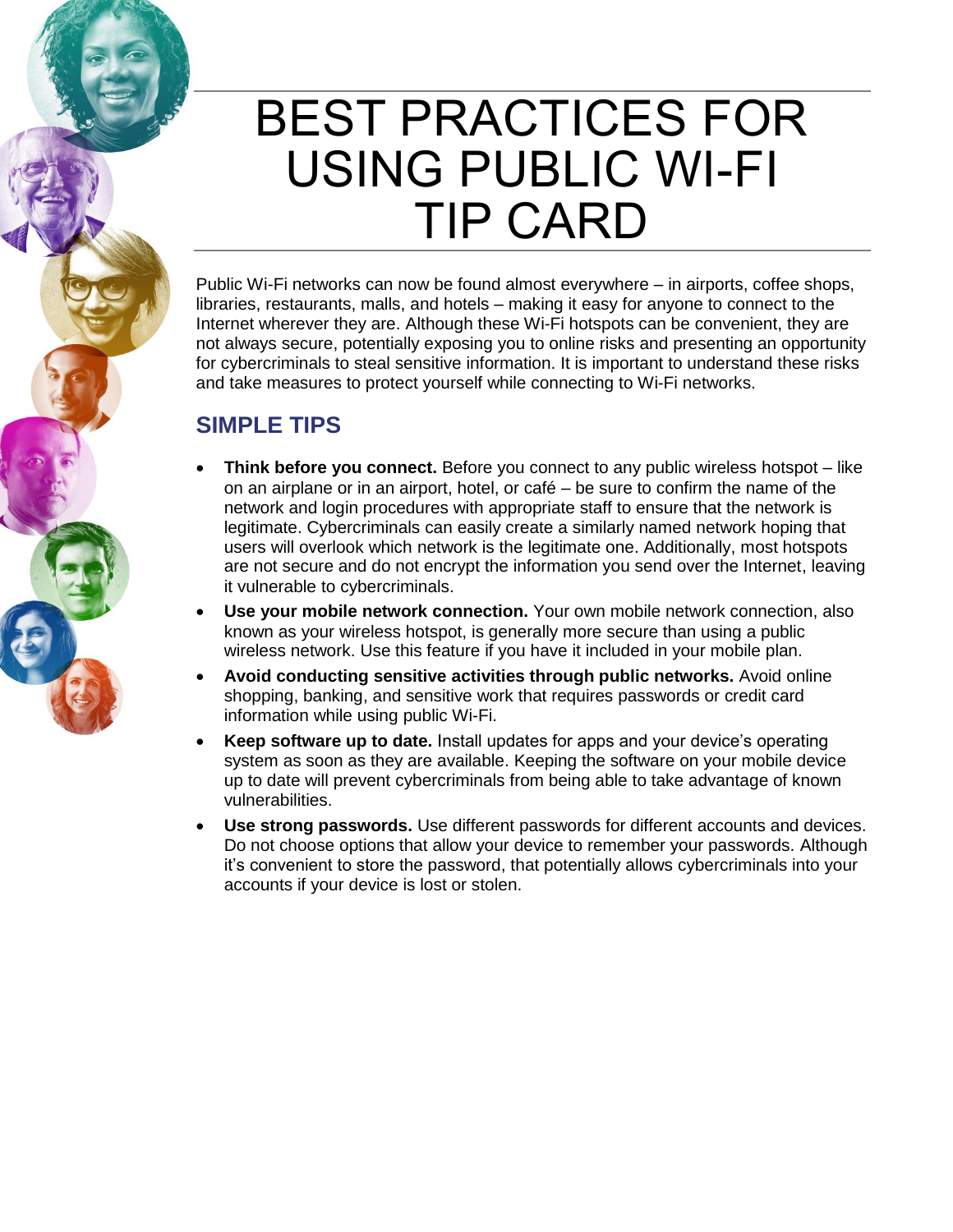# BEST PRACTICES FOR USING PUBLIC WI-FI TIP CARD

Public Wi-Fi networks can now be found almost everywhere – in airports, coffee shops, libraries, restaurants, malls, and hotels – making it easy for anyone to connect to the Internet wherever they are. Although these Wi-Fi hotspots can be convenient, they are not always secure, potentially exposing you to online risks and presenting an opportunity for cybercriminals to steal sensitive information. It is important to understand these risks and take measures to protect yourself while connecting to Wi-Fi networks.

## SIMPLE TIPS

- **Think before you connect.** Before you connect to any public wireless hotspot – like on an airplane or in an airport, hotel, or café – be sure to confirm the name of the network and login procedures with appropriate staff to ensure that the network is legitimate. Cybercriminals can easily create a similarly named network hoping that users will overlook which network is the legitimate one. Additionally, most hotspots are not secure and do not encrypt the information you send over the Internet, leaving it vulnerable to cybercriminals.
- **Use your mobile network connection.** Your own mobile network connection, also known as your wireless hotspot, is generally more secure than using a public wireless network. Use this feature if you have it included in your mobile plan.
- **Avoid conducting sensitive activities through public networks.** Avoid online shopping, banking, and sensitive work that requires passwords or credit card information while using public Wi-Fi.
- **Keep software up to date.** Install updates for apps and your device's operating system as soon as they are available. Keeping the software on your mobile device up to date will prevent cybercriminals from being able to take advantage of known vulnerabilities.
- **Use strong passwords.** Use different passwords for different accounts and devices. Do not choose options that allow your device to remember your passwords. Although it's convenient to store the password, that potentially allows cybercriminals into your accounts if your device is lost or stolen.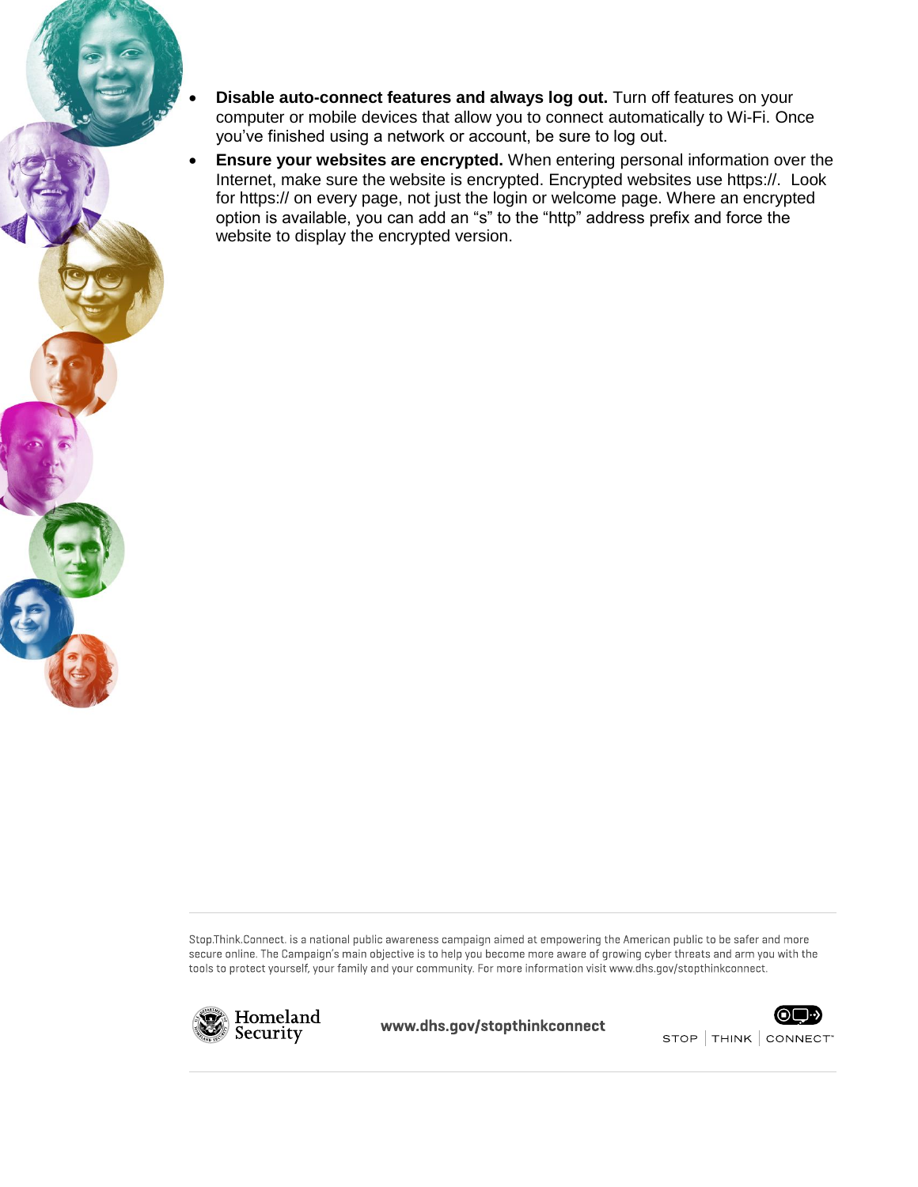- **Disable auto-connect features and always log out.** Turn off features on your computer or mobile devices that allow you to connect automatically to Wi-Fi. Once you've finished using a network or account, be sure to log out.
- **Ensure your websites are encrypted.** When entering personal information over the Internet, make sure the website is encrypted. Encrypted websites use https://. Look for https:// on every page, not just the login or welcome page. Where an encrypted option is available, you can add an "s" to the "http" address prefix and force the website to display the encrypted version.

---

Stop.Think.Connect. is a national public awareness campaign aimed at empowering the American public to be safer and more secure online. The Campaign's main objective is to help you become more aware of growing cyber threats and arm you with the tools to protect yourself, your family and your community. For more information visit www.dhs.gov/stopthinkconnect.

Homeland Security

**www.dhs.gov/stopthinkconnect**

STOP | THINK | CONNECT™